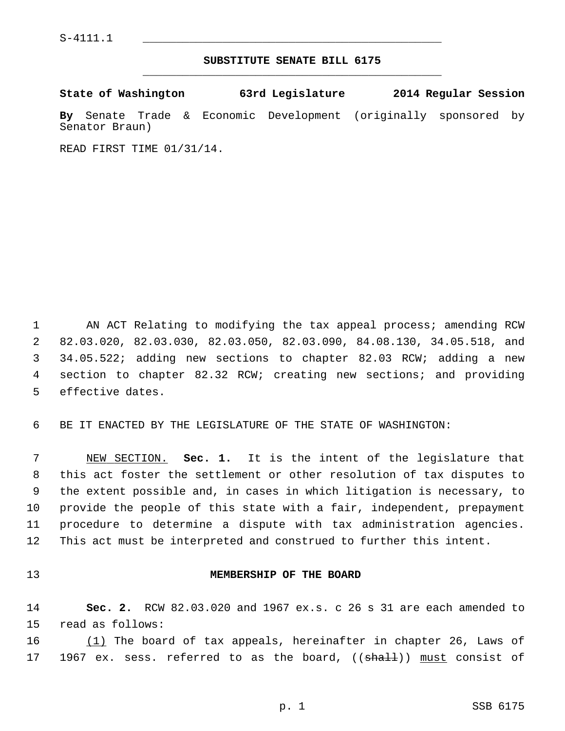S-4111.1

## SUBSTITUTE SENATE BILL 6175

**State of Washington 63rd Legislature 2014 Regular Session**

**By** Senate Trade & Economic Development (originally sponsored by Senator Braun)

READ FIRST TIME 01/31/14.

AN ACT Relating to modifying the tax appeal process; amending RCW 82.03.020, 82.03.030, 82.03.050, 82.03.090, 84.08.130, 34.05.518, and 34.05.522; adding new sections to chapter 82.03 RCW; adding a new section to chapter 82.32 RCW; creating new sections; and providing effective dates.

BE IT ENACTED BY THE LEGISLATURE OF THE STATE OF WASHINGTON:

NEW SECTION. **Sec. 1.** It is the intent of the legislature that this act foster the settlement or other resolution of tax disputes to the extent possible and, in cases in which litigation is necessary, to provide the people of this state with a fair, independent, prepayment procedure to determine a dispute with tax administration agencies. This act must be interpreted and construed to further this intent.

### MEMBERSHIP OF THE BOARD

**Sec. 2.** RCW 82.03.020 and 1967 ex.s. c 26 s 31 are each amended to read as follows:

(1) The board of tax appeals, hereinafter in chapter 26, Laws of 1967 ex. sess. referred to as the board, ((~~shall~~)) must consist of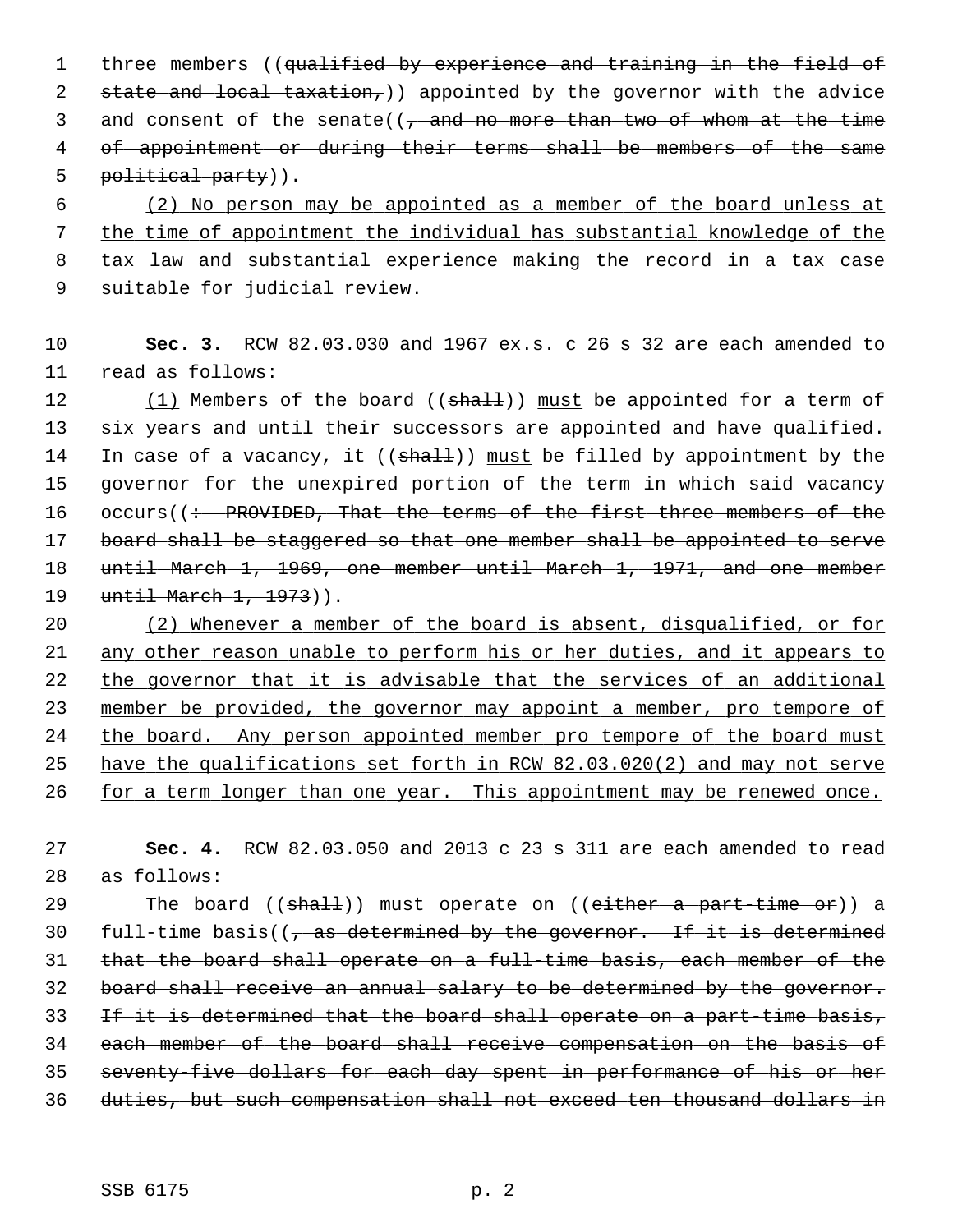three members ((~~qualified by experience and training in the field of state and local taxation,~~)) appointed by the governor with the advice and consent of the senate((~~, and no more than two of whom at the time of appointment or during their terms shall be members of the same political party~~)).

<u>(2) No person may be appointed as a member of the board unless at the time of appointment the individual has substantial knowledge of the tax law and substantial experience making the record in a tax case suitable for judicial review.</u>

**Sec. 3.** RCW 82.03.030 and 1967 ex.s. c 26 s 32 are each amended to read as follows:

<u>(1)</u> Members of the board ((~~shall~~)) <u>must</u> be appointed for a term of six years and until their successors are appointed and have qualified. In case of a vacancy, it ((~~shall~~)) <u>must</u> be filled by appointment by the governor for the unexpired portion of the term in which said vacancy occurs((~~: PROVIDED, That the terms of the first three members of the board shall be staggered so that one member shall be appointed to serve until March 1, 1969, one member until March 1, 1971, and one member until March 1, 1973~~)).

<u>(2) Whenever a member of the board is absent, disqualified, or for any other reason unable to perform his or her duties, and it appears to the governor that it is advisable that the services of an additional member be provided, the governor may appoint a member, pro tempore of the board. Any person appointed member pro tempore of the board must have the qualifications set forth in RCW 82.03.020(2) and may not serve for a term longer than one year. This appointment may be renewed once.</u>

**Sec. 4.** RCW 82.03.050 and 2013 c 23 s 311 are each amended to read as follows:

The board ((~~shall~~)) <u>must</u> operate on ((~~either a part-time or~~)) a full-time basis((~~, as determined by the governor. If it is determined that the board shall operate on a full-time basis, each member of the board shall receive an annual salary to be determined by the governor. If it is determined that the board shall operate on a part-time basis, each member of the board shall receive compensation on the basis of seventy-five dollars for each day spent in performance of his or her duties, but such compensation shall not exceed ten thousand dollars in~~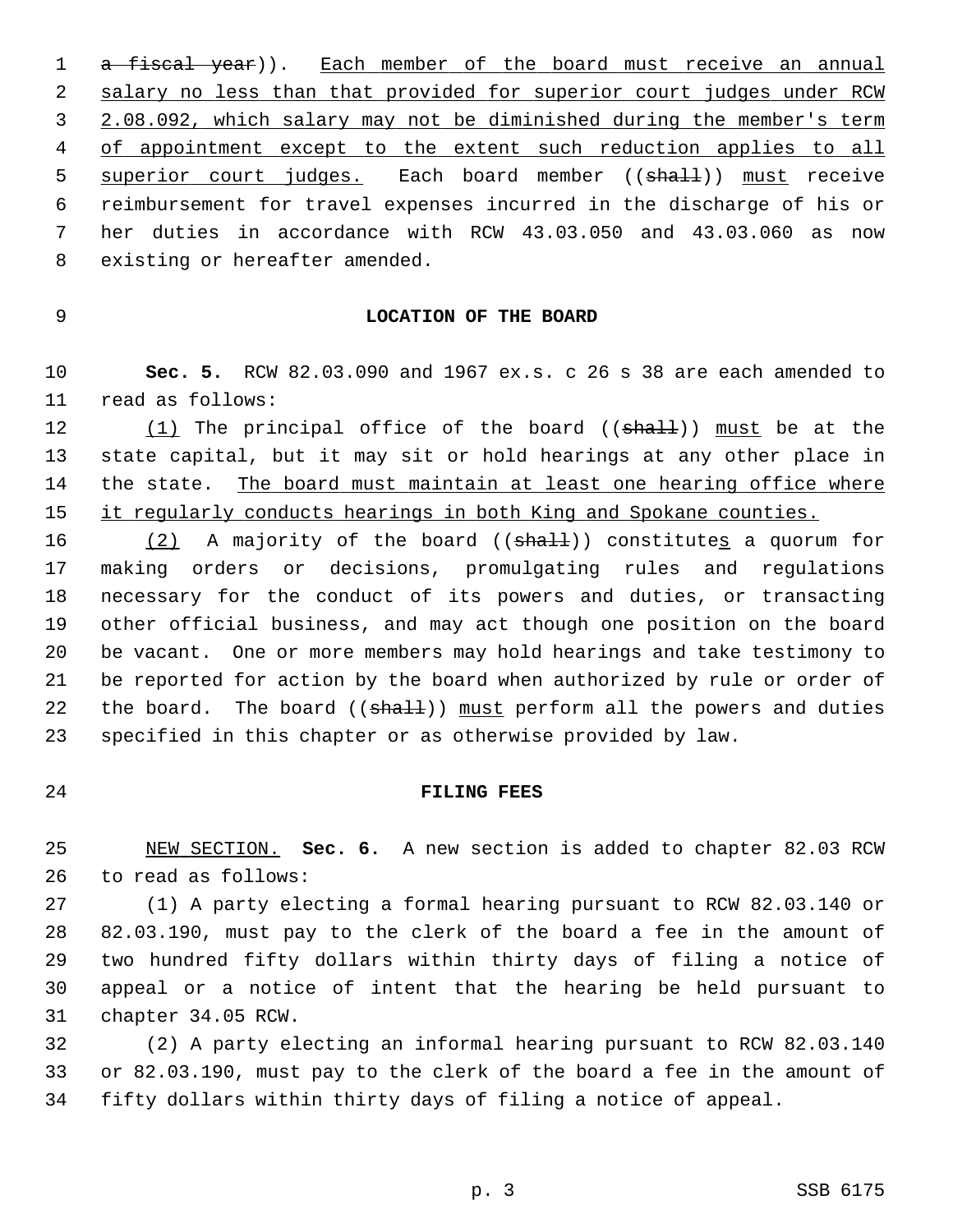~~a fiscal year~~)). <u>Each member of the board must receive an annual salary no less than that provided for superior court judges under RCW 2.08.092, which salary may not be diminished during the member's term of appointment except to the extent such reduction applies to all superior court judges.</u> Each board member ((~~shall~~)) <u>must</u> receive reimbursement for travel expenses incurred in the discharge of his or her duties in accordance with RCW 43.03.050 and 43.03.060 as now existing or hereafter amended.

**LOCATION OF THE BOARD**

**Sec. 5.** RCW 82.03.090 and 1967 ex.s. c 26 s 38 are each amended to read as follows:

<u>(1)</u> The principal office of the board ((~~shall~~)) <u>must</u> be at the state capital, but it may sit or hold hearings at any other place in the state. <u>The board must maintain at least one hearing office where it regularly conducts hearings in both King and Spokane counties.</u>

<u>(2)</u> A majority of the board ((~~shall~~)) constitute<u>s</u> a quorum for making orders or decisions, promulgating rules and regulations necessary for the conduct of its powers and duties, or transacting other official business, and may act though one position on the board be vacant. One or more members may hold hearings and take testimony to be reported for action by the board when authorized by rule or order of the board. The board ((~~shall~~)) <u>must</u> perform all the powers and duties specified in this chapter or as otherwise provided by law.

**FILING FEES**

<u>NEW SECTION.</u> **Sec. 6.** A new section is added to chapter 82.03 RCW to read as follows:

(1) A party electing a formal hearing pursuant to RCW 82.03.140 or 82.03.190, must pay to the clerk of the board a fee in the amount of two hundred fifty dollars within thirty days of filing a notice of appeal or a notice of intent that the hearing be held pursuant to chapter 34.05 RCW.

(2) A party electing an informal hearing pursuant to RCW 82.03.140 or 82.03.190, must pay to the clerk of the board a fee in the amount of fifty dollars within thirty days of filing a notice of appeal.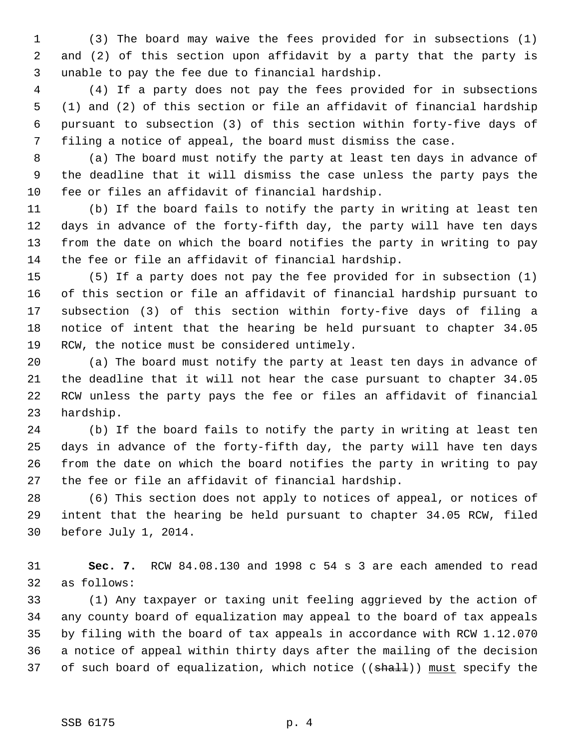(3) The board may waive the fees provided for in subsections (1) and (2) of this section upon affidavit by a party that the party is unable to pay the fee due to financial hardship.

(4) If a party does not pay the fees provided for in subsections (1) and (2) of this section or file an affidavit of financial hardship pursuant to subsection (3) of this section within forty-five days of filing a notice of appeal, the board must dismiss the case.

(a) The board must notify the party at least ten days in advance of the deadline that it will dismiss the case unless the party pays the fee or files an affidavit of financial hardship.

(b) If the board fails to notify the party in writing at least ten days in advance of the forty-fifth day, the party will have ten days from the date on which the board notifies the party in writing to pay the fee or file an affidavit of financial hardship.

(5) If a party does not pay the fee provided for in subsection (1) of this section or file an affidavit of financial hardship pursuant to subsection (3) of this section within forty-five days of filing a notice of intent that the hearing be held pursuant to chapter 34.05 RCW, the notice must be considered untimely.

(a) The board must notify the party at least ten days in advance of the deadline that it will not hear the case pursuant to chapter 34.05 RCW unless the party pays the fee or files an affidavit of financial hardship.

(b) If the board fails to notify the party in writing at least ten days in advance of the forty-fifth day, the party will have ten days from the date on which the board notifies the party in writing to pay the fee or file an affidavit of financial hardship.

(6) This section does not apply to notices of appeal, or notices of intent that the hearing be held pursuant to chapter 34.05 RCW, filed before July 1, 2014.

**Sec. 7.** RCW 84.08.130 and 1998 c 54 s 3 are each amended to read as follows:

(1) Any taxpayer or taxing unit feeling aggrieved by the action of any county board of equalization may appeal to the board of tax appeals by filing with the board of tax appeals in accordance with RCW 1.12.070 a notice of appeal within thirty days after the mailing of the decision of such board of equalization, which notice ((~~shall~~)) <u>must</u> specify the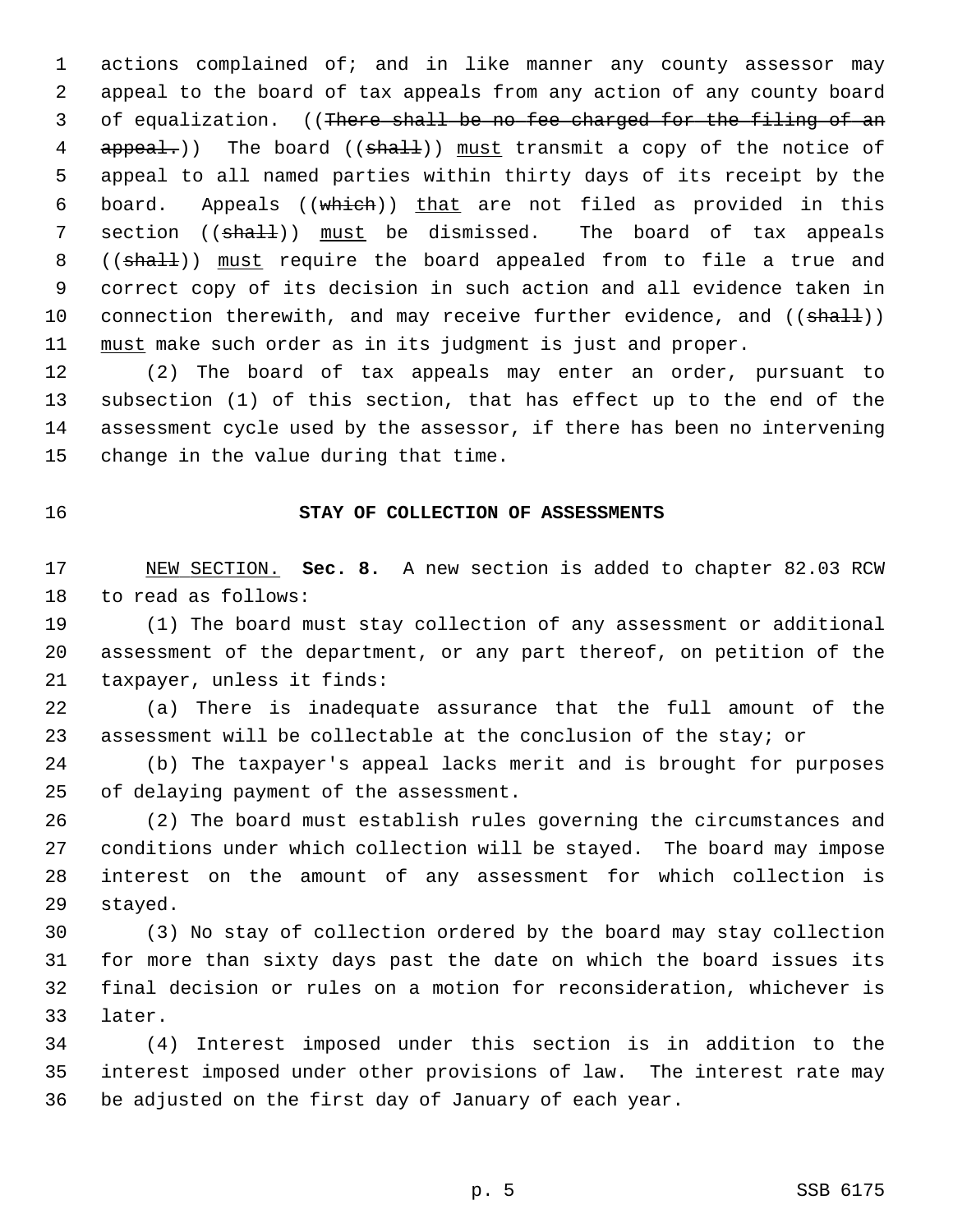actions complained of; and in like manner any county assessor may appeal to the board of tax appeals from any action of any county board of equalization. ((~~There shall be no fee charged for the filing of an appeal.~~)) The board ((~~shall~~)) <u>must</u> transmit a copy of the notice of appeal to all named parties within thirty days of its receipt by the board. Appeals ((~~which~~)) <u>that</u> are not filed as provided in this section ((~~shall~~)) <u>must</u> be dismissed. The board of tax appeals ((~~shall~~)) <u>must</u> require the board appealed from to file a true and correct copy of its decision in such action and all evidence taken in connection therewith, and may receive further evidence, and ((~~shall~~)) <u>must</u> make such order as in its judgment is just and proper.

(2) The board of tax appeals may enter an order, pursuant to subsection (1) of this section, that has effect up to the end of the assessment cycle used by the assessor, if there has been no intervening change in the value during that time.

**STAY OF COLLECTION OF ASSESSMENTS**

<u>NEW SECTION.</u> **Sec. 8.** A new section is added to chapter 82.03 RCW to read as follows:

(1) The board must stay collection of any assessment or additional assessment of the department, or any part thereof, on petition of the taxpayer, unless it finds:

(a) There is inadequate assurance that the full amount of the assessment will be collectable at the conclusion of the stay; or

(b) The taxpayer's appeal lacks merit and is brought for purposes of delaying payment of the assessment.

(2) The board must establish rules governing the circumstances and conditions under which collection will be stayed. The board may impose interest on the amount of any assessment for which collection is stayed.

(3) No stay of collection ordered by the board may stay collection for more than sixty days past the date on which the board issues its final decision or rules on a motion for reconsideration, whichever is later.

(4) Interest imposed under this section is in addition to the interest imposed under other provisions of law. The interest rate may be adjusted on the first day of January of each year.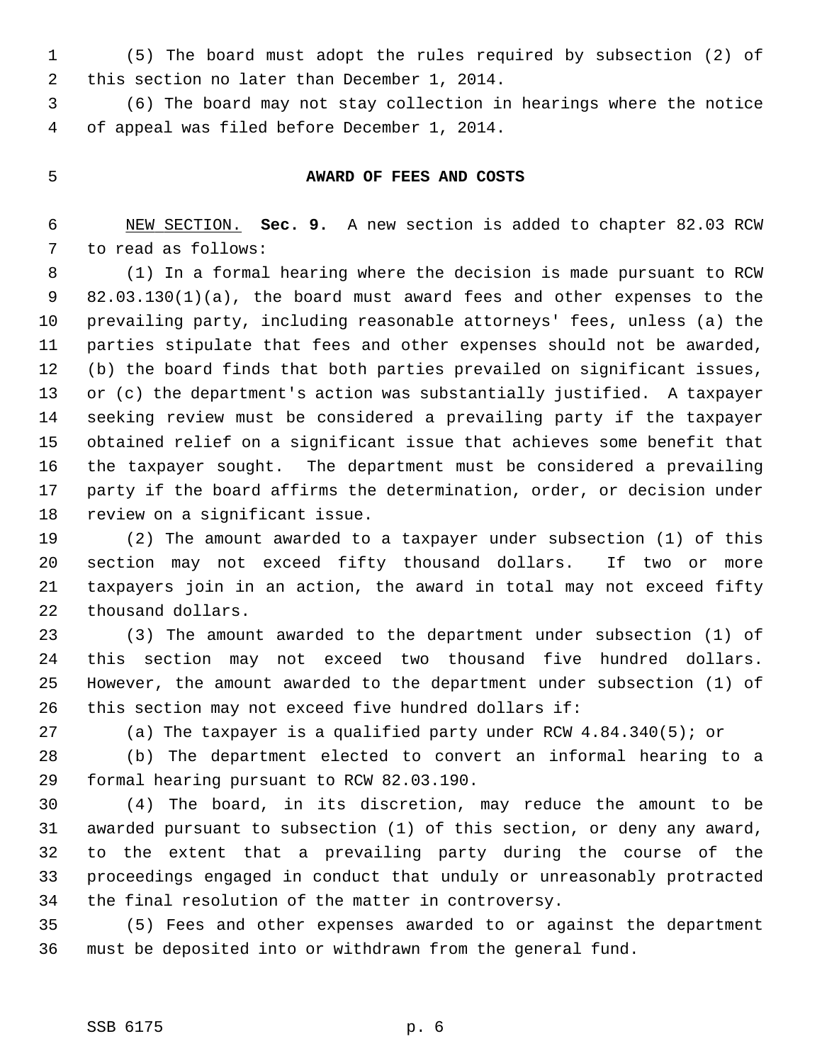(5) The board must adopt the rules required by subsection (2) of this section no later than December 1, 2014.

(6) The board may not stay collection in hearings where the notice of appeal was filed before December 1, 2014.

## AWARD OF FEES AND COSTS

NEW SECTION. **Sec. 9.** A new section is added to chapter 82.03 RCW to read as follows:

(1) In a formal hearing where the decision is made pursuant to RCW 82.03.130(1)(a), the board must award fees and other expenses to the prevailing party, including reasonable attorneys' fees, unless (a) the parties stipulate that fees and other expenses should not be awarded, (b) the board finds that both parties prevailed on significant issues, or (c) the department's action was substantially justified. A taxpayer seeking review must be considered a prevailing party if the taxpayer obtained relief on a significant issue that achieves some benefit that the taxpayer sought. The department must be considered a prevailing party if the board affirms the determination, order, or decision under review on a significant issue.

(2) The amount awarded to a taxpayer under subsection (1) of this section may not exceed fifty thousand dollars. If two or more taxpayers join in an action, the award in total may not exceed fifty thousand dollars.

(3) The amount awarded to the department under subsection (1) of this section may not exceed two thousand five hundred dollars. However, the amount awarded to the department under subsection (1) of this section may not exceed five hundred dollars if:

(a) The taxpayer is a qualified party under RCW 4.84.340(5); or

(b) The department elected to convert an informal hearing to a formal hearing pursuant to RCW 82.03.190.

(4) The board, in its discretion, may reduce the amount to be awarded pursuant to subsection (1) of this section, or deny any award, to the extent that a prevailing party during the course of the proceedings engaged in conduct that unduly or unreasonably protracted the final resolution of the matter in controversy.

(5) Fees and other expenses awarded to or against the department must be deposited into or withdrawn from the general fund.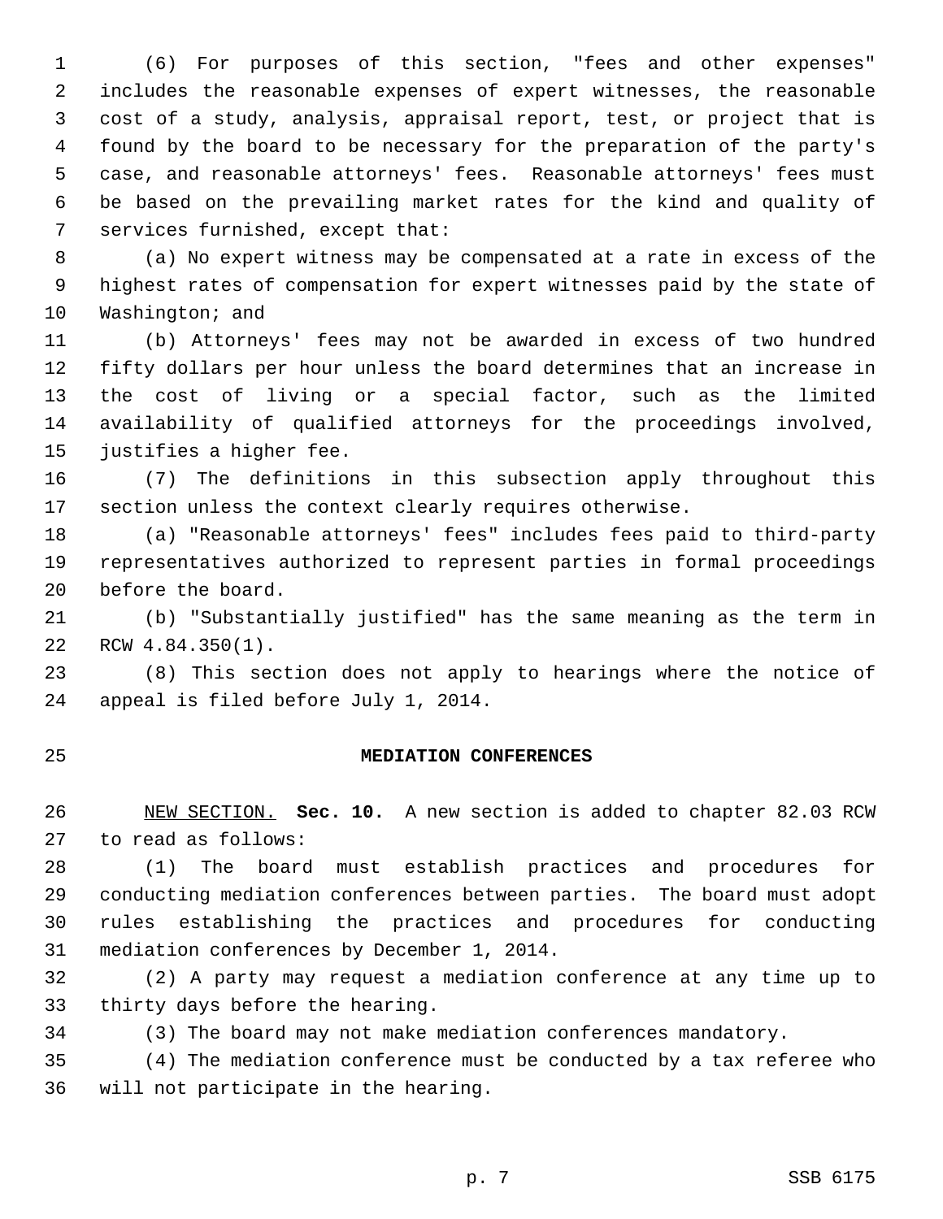(6) For purposes of this section, "fees and other expenses" includes the reasonable expenses of expert witnesses, the reasonable cost of a study, analysis, appraisal report, test, or project that is found by the board to be necessary for the preparation of the party's case, and reasonable attorneys' fees. Reasonable attorneys' fees must be based on the prevailing market rates for the kind and quality of services furnished, except that:

(a) No expert witness may be compensated at a rate in excess of the highest rates of compensation for expert witnesses paid by the state of Washington; and

(b) Attorneys' fees may not be awarded in excess of two hundred fifty dollars per hour unless the board determines that an increase in the cost of living or a special factor, such as the limited availability of qualified attorneys for the proceedings involved, justifies a higher fee.

(7) The definitions in this subsection apply throughout this section unless the context clearly requires otherwise.

(a) "Reasonable attorneys' fees" includes fees paid to third-party representatives authorized to represent parties in formal proceedings before the board.

(b) "Substantially justified" has the same meaning as the term in RCW 4.84.350(1).

(8) This section does not apply to hearings where the notice of appeal is filed before July 1, 2014.

## MEDIATION CONFERENCES

NEW SECTION. **Sec. 10.** A new section is added to chapter 82.03 RCW to read as follows:

(1) The board must establish practices and procedures for conducting mediation conferences between parties. The board must adopt rules establishing the practices and procedures for conducting mediation conferences by December 1, 2014.

(2) A party may request a mediation conference at any time up to thirty days before the hearing.

(3) The board may not make mediation conferences mandatory.

(4) The mediation conference must be conducted by a tax referee who will not participate in the hearing.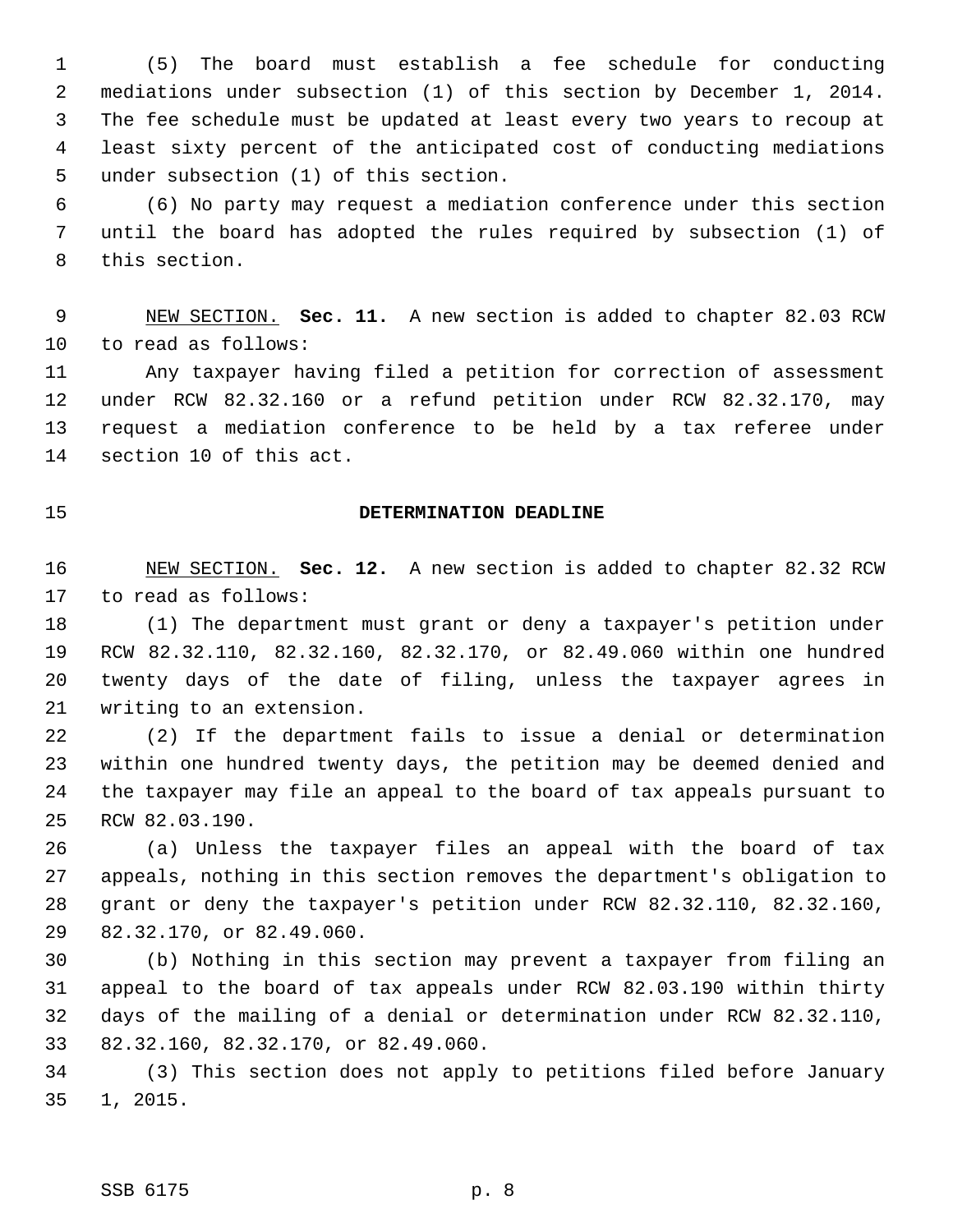(5) The board must establish a fee schedule for conducting mediations under subsection (1) of this section by December 1, 2014. The fee schedule must be updated at least every two years to recoup at least sixty percent of the anticipated cost of conducting mediations under subsection (1) of this section.

(6) No party may request a mediation conference under this section until the board has adopted the rules required by subsection (1) of this section.

NEW SECTION. **Sec. 11.** A new section is added to chapter 82.03 RCW to read as follows:

Any taxpayer having filed a petition for correction of assessment under RCW 82.32.160 or a refund petition under RCW 82.32.170, may request a mediation conference to be held by a tax referee under section 10 of this act.

## DETERMINATION DEADLINE

NEW SECTION. **Sec. 12.** A new section is added to chapter 82.32 RCW to read as follows:

(1) The department must grant or deny a taxpayer's petition under RCW 82.32.110, 82.32.160, 82.32.170, or 82.49.060 within one hundred twenty days of the date of filing, unless the taxpayer agrees in writing to an extension.

(2) If the department fails to issue a denial or determination within one hundred twenty days, the petition may be deemed denied and the taxpayer may file an appeal to the board of tax appeals pursuant to RCW 82.03.190.

(a) Unless the taxpayer files an appeal with the board of tax appeals, nothing in this section removes the department's obligation to grant or deny the taxpayer's petition under RCW 82.32.110, 82.32.160, 82.32.170, or 82.49.060.

(b) Nothing in this section may prevent a taxpayer from filing an appeal to the board of tax appeals under RCW 82.03.190 within thirty days of the mailing of a denial or determination under RCW 82.32.110, 82.32.160, 82.32.170, or 82.49.060.

(3) This section does not apply to petitions filed before January 1, 2015.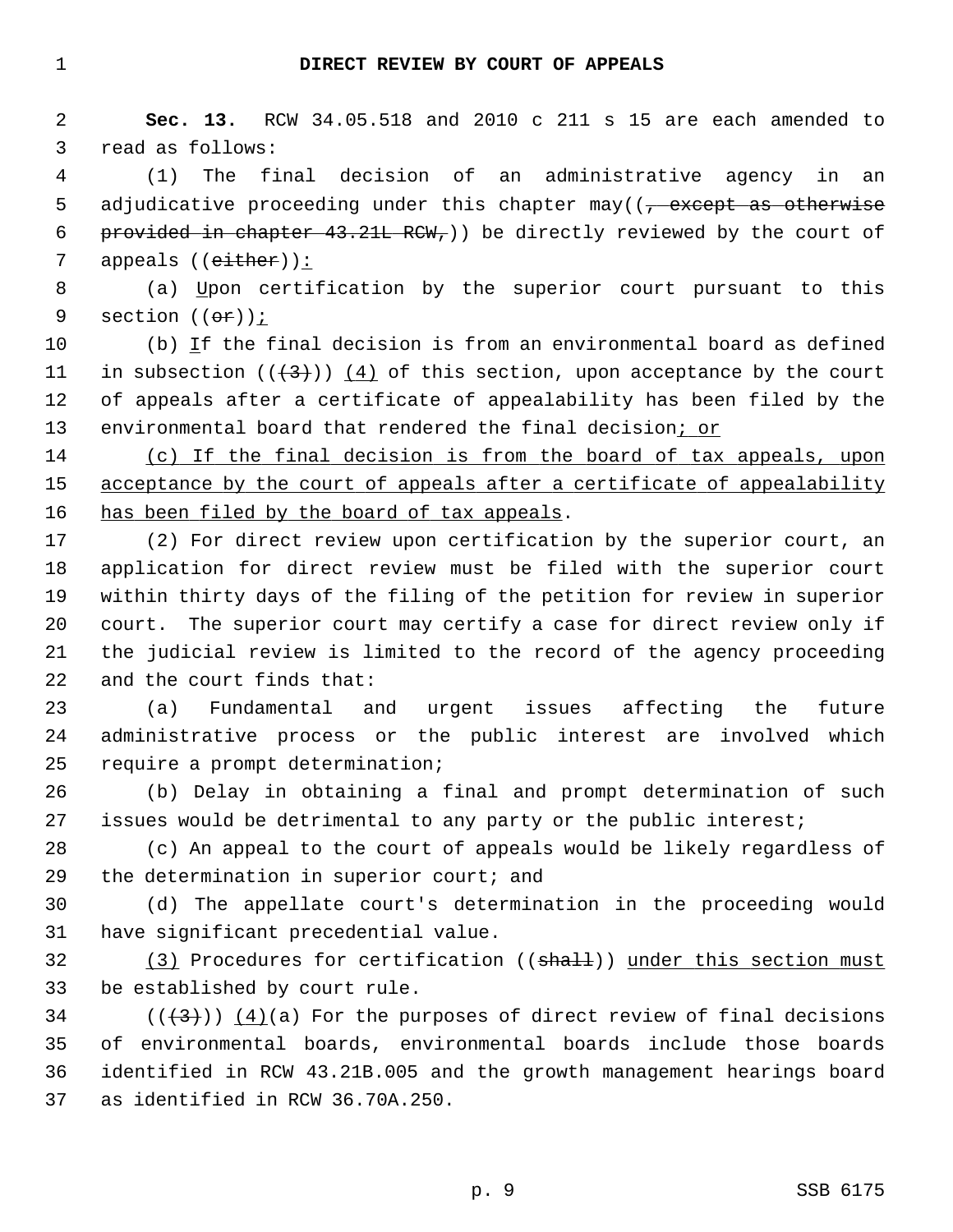**DIRECT REVIEW BY COURT OF APPEALS**

**Sec. 13.** RCW 34.05.518 and 2010 c 211 s 15 are each amended to read as follows:

(1) The final decision of an administrative agency in an adjudicative proceeding under this chapter may((~~, except as otherwise provided in chapter 43.21L RCW,~~)) be directly reviewed by the court of appeals ((~~either~~))<u>:</u>

(a) <u>U</u>pon certification by the superior court pursuant to this section ((~~or~~))<u>;</u>

(b) <u>I</u>f the final decision is from an environmental board as defined in subsection ((~~(3)~~)) <u>(4)</u> of this section, upon acceptance by the court of appeals after a certificate of appealability has been filed by the environmental board that rendered the final decision<u>; or</u>

<u>(c) If the final decision is from the board of tax appeals, upon acceptance by the court of appeals after a certificate of appealability has been filed by the board of tax appeals</u>.

(2) For direct review upon certification by the superior court, an application for direct review must be filed with the superior court within thirty days of the filing of the petition for review in superior court. The superior court may certify a case for direct review only if the judicial review is limited to the record of the agency proceeding and the court finds that:

(a) Fundamental and urgent issues affecting the future administrative process or the public interest are involved which require a prompt determination;

(b) Delay in obtaining a final and prompt determination of such issues would be detrimental to any party or the public interest;

(c) An appeal to the court of appeals would be likely regardless of the determination in superior court; and

(d) The appellate court's determination in the proceeding would have significant precedential value.

<u>(3)</u> Procedures for certification ((~~shall~~)) <u>under this section must</u> be established by court rule.

((~~(3)~~)) <u>(4)</u>(a) For the purposes of direct review of final decisions of environmental boards, environmental boards include those boards identified in RCW 43.21B.005 and the growth management hearings board as identified in RCW 36.70A.250.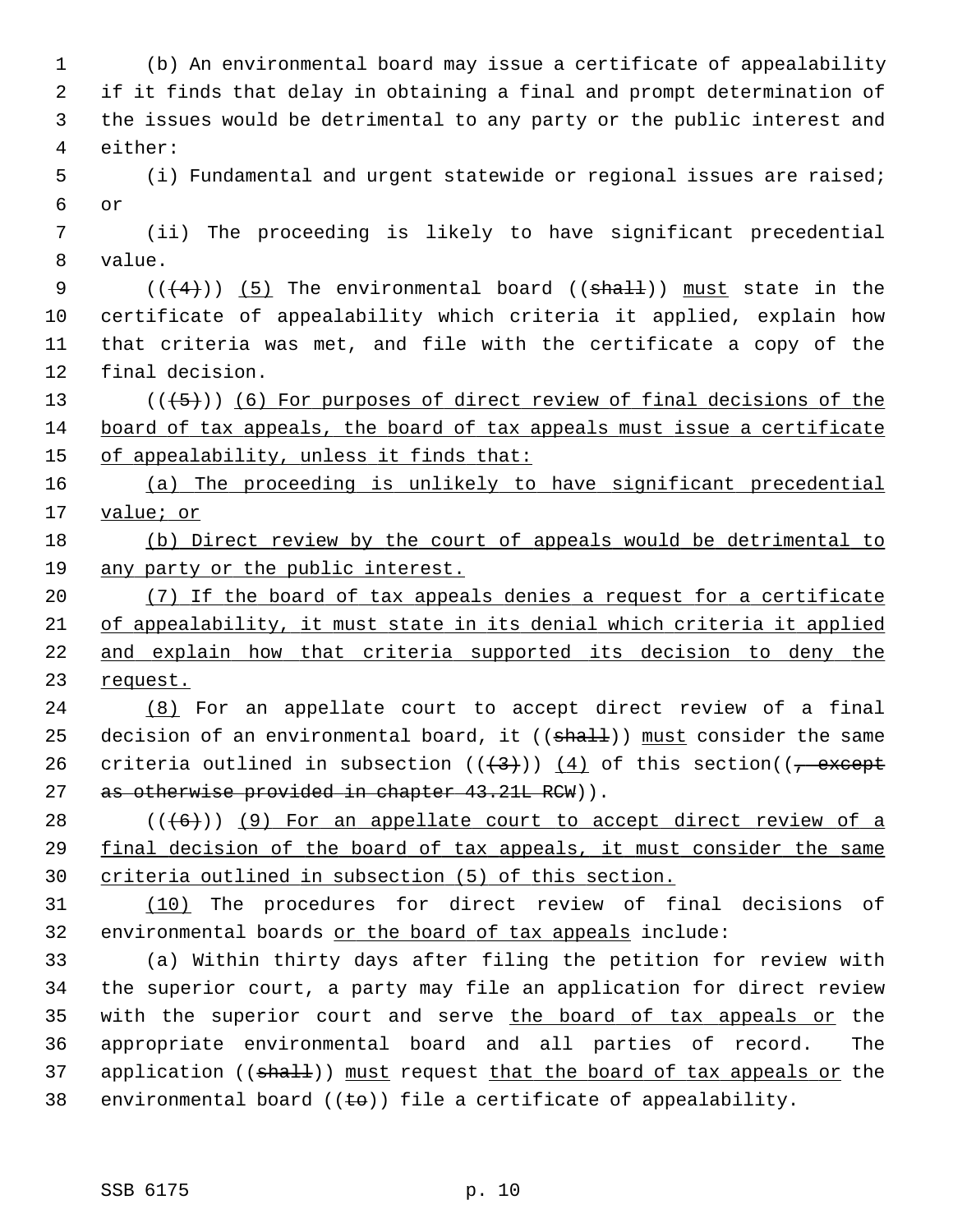(b) An environmental board may issue a certificate of appealability if it finds that delay in obtaining a final and prompt determination of the issues would be detrimental to any party or the public interest and either:

(i) Fundamental and urgent statewide or regional issues are raised; or

(ii) The proceeding is likely to have significant precedential value.

((~~(4)~~)) (5) The environmental board ((~~shall~~)) must state in the certificate of appealability which criteria it applied, explain how that criteria was met, and file with the certificate a copy of the final decision.

((~~(5)~~)) (6) For purposes of direct review of final decisions of the board of tax appeals, the board of tax appeals must issue a certificate of appealability, unless it finds that:

(a) The proceeding is unlikely to have significant precedential value; or

(b) Direct review by the court of appeals would be detrimental to any party or the public interest.

(7) If the board of tax appeals denies a request for a certificate of appealability, it must state in its denial which criteria it applied and explain how that criteria supported its decision to deny the request.

(8) For an appellate court to accept direct review of a final decision of an environmental board, it ((~~shall~~)) must consider the same criteria outlined in subsection ((~~(3)~~)) (4) of this section((~~, except as otherwise provided in chapter 43.21L RCW~~)).

((~~(6)~~)) (9) For an appellate court to accept direct review of a final decision of the board of tax appeals, it must consider the same criteria outlined in subsection (5) of this section.

(10) The procedures for direct review of final decisions of environmental boards or the board of tax appeals include:

(a) Within thirty days after filing the petition for review with the superior court, a party may file an application for direct review with the superior court and serve the board of tax appeals or the appropriate environmental board and all parties of record. The application ((~~shall~~)) must request that the board of tax appeals or the environmental board ((~~to~~)) file a certificate of appealability.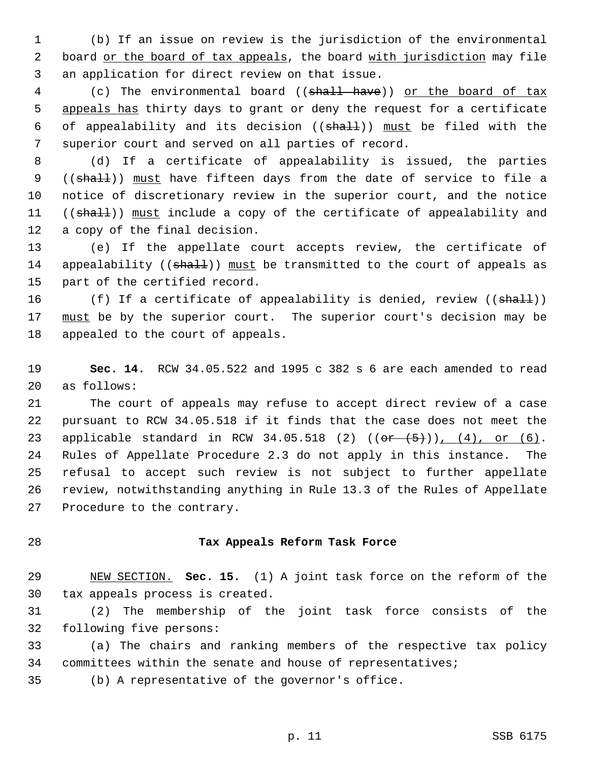(b) If an issue on review is the jurisdiction of the environmental board <u>or the board of tax appeals</u>, the board <u>with jurisdiction</u> may file an application for direct review on that issue.

(c) The environmental board ((~~shall have~~)) <u>or the board of tax appeals has</u> thirty days to grant or deny the request for a certificate of appealability and its decision ((~~shall~~)) <u>must</u> be filed with the superior court and served on all parties of record.

(d) If a certificate of appealability is issued, the parties ((~~shall~~)) <u>must</u> have fifteen days from the date of service to file a notice of discretionary review in the superior court, and the notice ((~~shall~~)) <u>must</u> include a copy of the certificate of appealability and a copy of the final decision.

(e) If the appellate court accepts review, the certificate of appealability ((~~shall~~)) <u>must</u> be transmitted to the court of appeals as part of the certified record.

(f) If a certificate of appealability is denied, review ((~~shall~~)) <u>must</u> be by the superior court. The superior court's decision may be appealed to the court of appeals.

**Sec. 14.** RCW 34.05.522 and 1995 c 382 s 6 are each amended to read as follows:

The court of appeals may refuse to accept direct review of a case pursuant to RCW 34.05.518 if it finds that the case does not meet the applicable standard in RCW 34.05.518 (2) ((~~or (5)~~))<u>, (4), or (6)</u>. Rules of Appellate Procedure 2.3 do not apply in this instance. The refusal to accept such review is not subject to further appellate review, notwithstanding anything in Rule 13.3 of the Rules of Appellate Procedure to the contrary.

**Tax Appeals Reform Task Force**

<u>NEW SECTION.</u> **Sec. 15.** (1) A joint task force on the reform of the tax appeals process is created.

(2) The membership of the joint task force consists of the following five persons:

(a) The chairs and ranking members of the respective tax policy committees within the senate and house of representatives;

(b) A representative of the governor's office.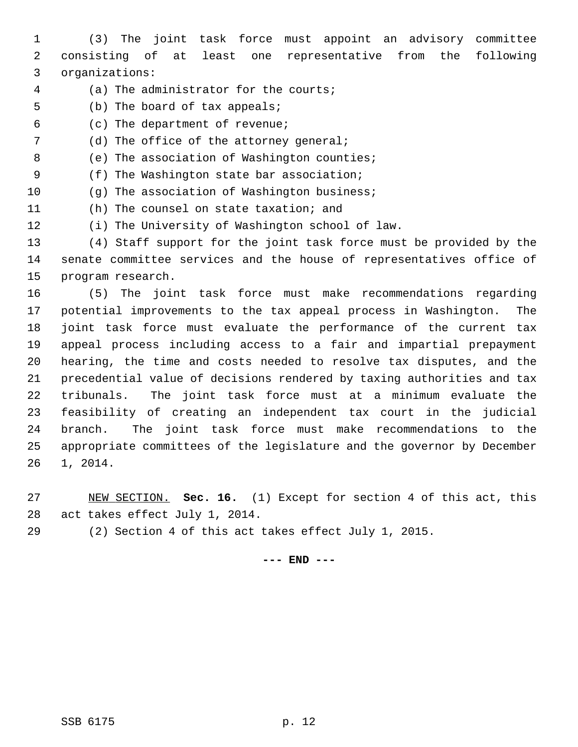(3) The joint task force must appoint an advisory committee consisting of at least one representative from the following organizations:

(a) The administrator for the courts;

(b) The board of tax appeals;

(c) The department of revenue;

(d) The office of the attorney general;

(e) The association of Washington counties;

(f) The Washington state bar association;

(g) The association of Washington business;

(h) The counsel on state taxation; and

(i) The University of Washington school of law.

(4) Staff support for the joint task force must be provided by the senate committee services and the house of representatives office of program research.

(5) The joint task force must make recommendations regarding potential improvements to the tax appeal process in Washington. The joint task force must evaluate the performance of the current tax appeal process including access to a fair and impartial prepayment hearing, the time and costs needed to resolve tax disputes, and the precedential value of decisions rendered by taxing authorities and tax tribunals. The joint task force must at a minimum evaluate the feasibility of creating an independent tax court in the judicial branch. The joint task force must make recommendations to the appropriate committees of the legislature and the governor by December 1, 2014.

NEW SECTION. **Sec. 16.** (1) Except for section 4 of this act, this act takes effect July 1, 2014.

(2) Section 4 of this act takes effect July 1, 2015.

**--- END ---**